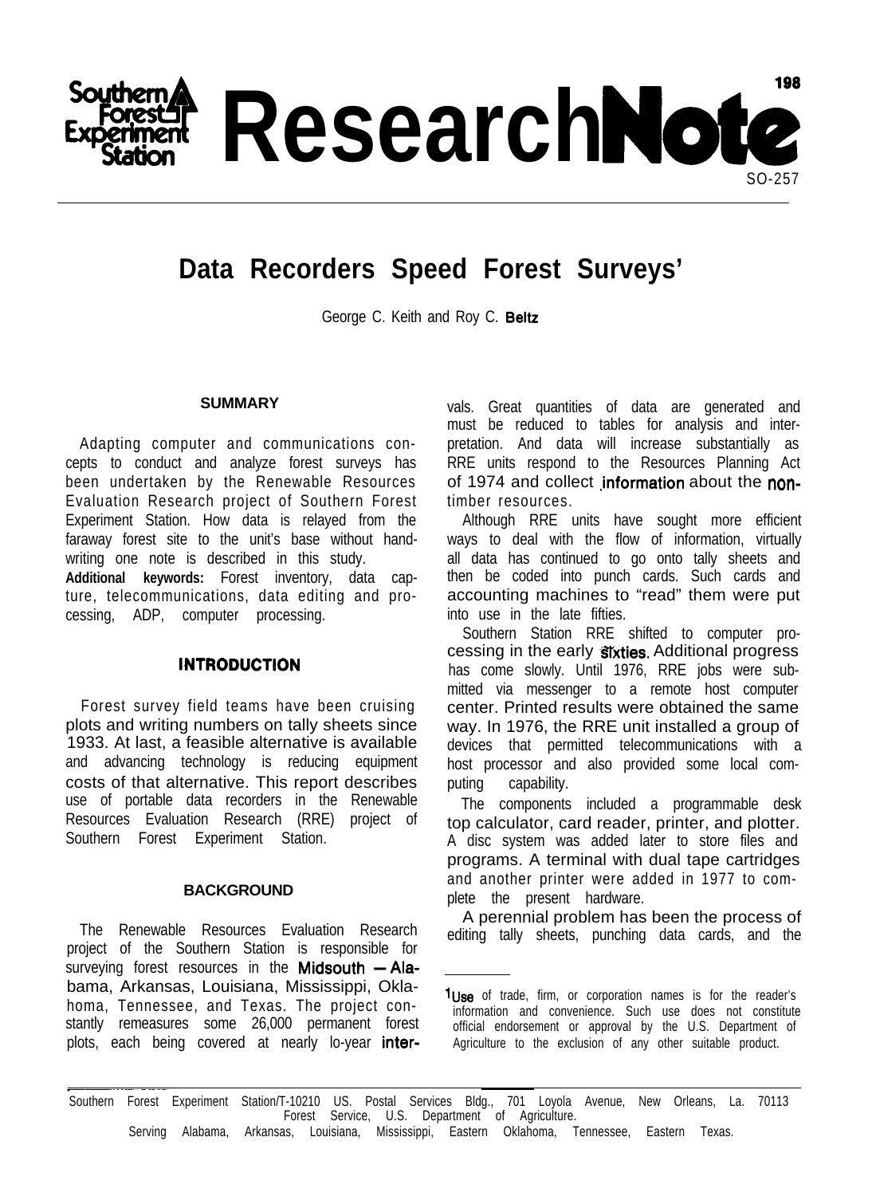# Data Recorders Speed Forest Surveys[1]

George C. Keith and Roy C. Beltz

## SUMMARY

Adapting computer and communications concepts to conduct and analyze forest surveys has been undertaken by the Renewable Resources Evaluation Research project of Southern Forest Experiment Station. How data is relayed from the faraway forest site to the unit's base without handwriting one note is described in this study.

**Additional keywords:** Forest inventory, data capture, telecommunications, data editing and processing, ADP, computer processing.

## INTRODUCTION

Forest survey field teams have been cruising plots and writing numbers on tally sheets since 1933. At last, a feasible alternative is available and advancing technology is reducing equipment costs of that alternative. This report describes use of portable data recorders in the Renewable Resources Evaluation Research (RRE) project of Southern Forest Experiment Station.

## BACKGROUND

The Renewable Resources Evaluation Research project of the Southern Station is responsible for surveying forest resources in the Midsouth — Alabama, Arkansas, Louisiana, Mississippi, Oklahoma, Tennessee, and Texas. The project constantly remeasures some 26,000 permanent forest plots, each being covered at nearly lo-year intervals. Great quantities of data are generated and must be reduced to tables for analysis and interpretation. And data will increase substantially as RRE units respond to the Resources Planning Act of 1974 and collect information about the nontimber resources.

Although RRE units have sought more efficient ways to deal with the flow of information, virtually all data has continued to go onto tally sheets and then be coded into punch cards. Such cards and accounting machines to "read" them were put into use in the late fifties.

Southern Station RRE shifted to computer processing in the early sixties. Additional progress has come slowly. Until 1976, RRE jobs were submitted via messenger to a remote host computer center. Printed results were obtained the same way. In 1976, the RRE unit installed a group of devices that permitted telecommunications with a host processor and also provided some local computing capability.

The components included a programmable desk top calculator, card reader, printer, and plotter. A disc system was added later to store files and programs. A terminal with dual tape cartridges and another printer were added in 1977 to complete the present hardware.

A perennial problem has been the process of editing tally sheets, punching data cards, and the

---

[1] Use of trade, firm, or corporation names is for the reader's information and convenience. Such use does not constitute official endorsement or approval by the U.S. Department of Agriculture to the exclusion of any other suitable product.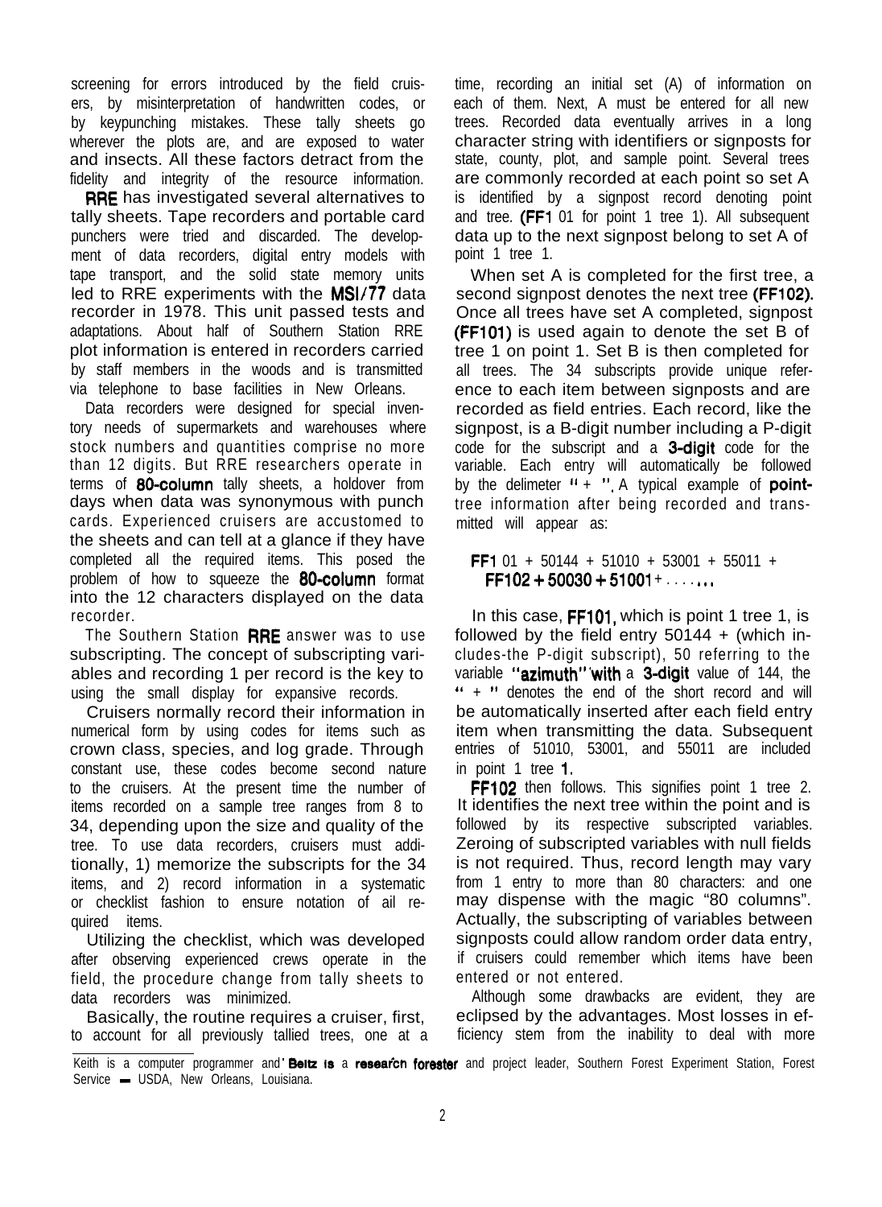screening for errors introduced by the field cruisers, by misinterpretation of handwritten codes, or by keypunching mistakes. These tally sheets go wherever the plots are, and are exposed to water and insects. All these factors detract from the fidelity and integrity of the resource information.

RRE has investigated several alternatives to tally sheets. Tape recorders and portable card punchers were tried and discarded. The development of data recorders, digital entry models with tape transport, and the solid state memory units led to RRE experiments with the MSI/77 data recorder in 1978. This unit passed tests and adaptations. About half of Southern Station RRE plot information is entered in recorders carried by staff members in the woods and is transmitted via telephone to base facilities in New Orleans.

Data recorders were designed for special inventory needs of supermarkets and warehouses where stock numbers and quantities comprise no more than 12 digits. But RRE researchers operate in terms of 80-column tally sheets, a holdover from days when data was synonymous with punch cards. Experienced cruisers are accustomed to the sheets and can tell at a glance if they have completed all the required items. This posed the problem of how to squeeze the 80-column format into the 12 characters displayed on the data recorder.

The Southern Station RRE answer was to use subscripting. The concept of subscripting variables and recording 1 per record is the key to using the small display for expansive records.

Cruisers normally record their information in numerical form by using codes for items such as crown class, species, and log grade. Through constant use, these codes become second nature to the cruisers. At the present time the number of items recorded on a sample tree ranges from 8 to 34, depending upon the size and quality of the tree. To use data recorders, cruisers must additionally, 1) memorize the subscripts for the 34 items, and 2) record information in a systematic or checklist fashion to ensure notation of ail required items.

Utilizing the checklist, which was developed after observing experienced crews operate in the field, the procedure change from tally sheets to data recorders was minimized.

Basically, the routine requires a cruiser, first, to account for all previously tallied trees, one at a time, recording an initial set (A) of information on each of them. Next, A must be entered for all new trees. Recorded data eventually arrives in a long character string with identifiers or signposts for state, county, plot, and sample point. Several trees are commonly recorded at each point so set A is identified by a signpost record denoting point and tree. (FF1 01 for point 1 tree 1). All subsequent data up to the next signpost belong to set A of point 1 tree 1.

When set A is completed for the first tree, a second signpost denotes the next tree (FF102). Once all trees have set A completed, signpost (FF101) is used again to denote the set B of tree 1 on point 1. Set B is then completed for all trees. The 34 subscripts provide unique reference to each item between signposts and are recorded as field entries. Each record, like the signpost, is a B-digit number including a P-digit code for the subscript and a 3-digit code for the variable. Each entry will automatically be followed by the delimeter "+ ". A typical example of point-tree information after being recorded and transmitted will appear as:

FF1 01 + 50144 + 51010 + 53001 + 55011 +
FF102 + 50030 + 51001 + . . . . . . .

In this case, FF101, which is point 1 tree 1, is followed by the field entry 50144 + (which includes-the P-digit subscript), 50 referring to the variable "azimuth" with a 3-digit value of 144, the " + " denotes the end of the short record and will be automatically inserted after each field entry item when transmitting the data. Subsequent entries of 51010, 53001, and 55011 are included in point 1 tree 1.

FF102 then follows. This signifies point 1 tree 2. It identifies the next tree within the point and is followed by its respective subscripted variables. Zeroing of subscripted variables with null fields is not required. Thus, record length may vary from 1 entry to more than 80 characters: and one may dispense with the magic "80 columns". Actually, the subscripting of variables between signposts could allow random order data entry, if cruisers could remember which items have been entered or not entered.

Although some drawbacks are evident, they are eclipsed by the advantages. Most losses in efficiency stem from the inability to deal with more

---

Keith is a computer programmer and Beltz is a research forester and project leader, Southern Forest Experiment Station, Forest Service — USDA, New Orleans, Louisiana.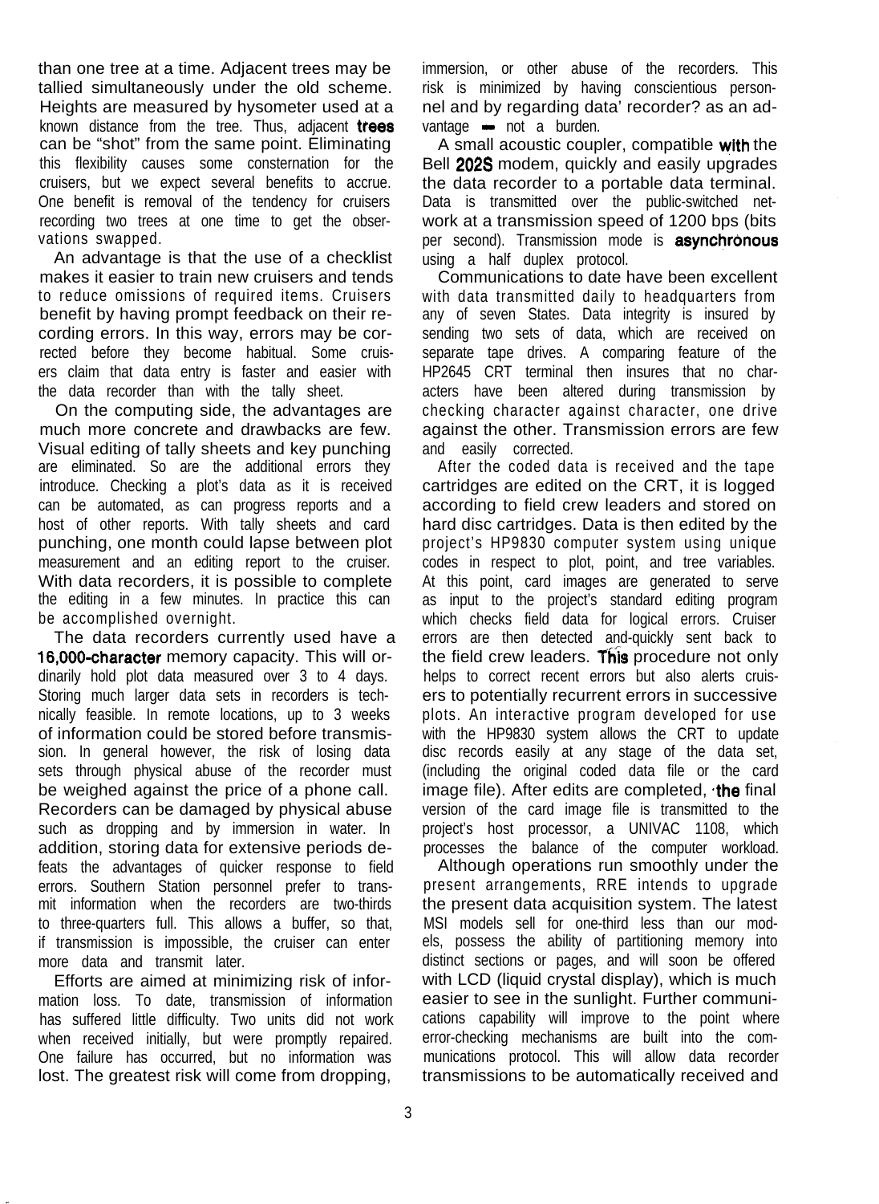than one tree at a time. Adjacent trees may be tallied simultaneously under the old scheme. Heights are measured by hysometer used at a known distance from the tree. Thus, adjacent trees can be "shot" from the same point. Eliminating this flexibility causes some consternation for the cruisers, but we expect several benefits to accrue. One benefit is removal of the tendency for cruisers recording two trees at one time to get the observations swapped.

An advantage is that the use of a checklist makes it easier to train new cruisers and tends to reduce omissions of required items. Cruisers benefit by having prompt feedback on their recording errors. In this way, errors may be corrected before they become habitual. Some cruisers claim that data entry is faster and easier with the data recorder than with the tally sheet.

On the computing side, the advantages are much more concrete and drawbacks are few. Visual editing of tally sheets and key punching are eliminated. So are the additional errors they introduce. Checking a plot's data as it is received can be automated, as can progress reports and a host of other reports. With tally sheets and card punching, one month could lapse between plot measurement and an editing report to the cruiser. With data recorders, it is possible to complete the editing in a few minutes. In practice this can be accomplished overnight.

The data recorders currently used have a 16,000-character memory capacity. This will ordinarily hold plot data measured over 3 to 4 days. Storing much larger data sets in recorders is technically feasible. In remote locations, up to 3 weeks of information could be stored before transmission. In general however, the risk of losing data sets through physical abuse of the recorder must be weighed against the price of a phone call. Recorders can be damaged by physical abuse such as dropping and by immersion in water. In addition, storing data for extensive periods defeats the advantages of quicker response to field errors. Southern Station personnel prefer to transmit information when the recorders are two-thirds to three-quarters full. This allows a buffer, so that, if transmission is impossible, the cruiser can enter more data and transmit later.

Efforts are aimed at minimizing risk of information loss. To date, transmission of information has suffered little difficulty. Two units did not work when received initially, but were promptly repaired. One failure has occurred, but no information was lost. The greatest risk will come from dropping, immersion, or other abuse of the recorders. This risk is minimized by having conscientious personnel and by regarding data' recorder? as an advantage — not a burden.

A small acoustic coupler, compatible with the Bell 202S modem, quickly and easily upgrades the data recorder to a portable data terminal. Data is transmitted over the public-switched network at a transmission speed of 1200 bps (bits per second). Transmission mode is asynchronous using a half duplex protocol.

Communications to date have been excellent with data transmitted daily to headquarters from any of seven States. Data integrity is insured by sending two sets of data, which are received on separate tape drives. A comparing feature of the HP2645 CRT terminal then insures that no characters have been altered during transmission by checking character against character, one drive against the other. Transmission errors are few and easily corrected.

After the coded data is received and the tape cartridges are edited on the CRT, it is logged according to field crew leaders and stored on hard disc cartridges. Data is then edited by the project's HP9830 computer system using unique codes in respect to plot, point, and tree variables. At this point, card images are generated to serve as input to the project's standard editing program which checks field data for logical errors. Cruiser errors are then detected and quickly sent back to the field crew leaders. This procedure not only helps to correct recent errors but also alerts cruisers to potentially recurrent errors in successive plots. An interactive program developed for use with the HP9830 system allows the CRT to update disc records easily at any stage of the data set, (including the original coded data file or the card image file). After edits are completed, the final version of the card image file is transmitted to the project's host processor, a UNIVAC 1108, which processes the balance of the computer workload.

Although operations run smoothly under the present arrangements, RRE intends to upgrade the present data acquisition system. The latest MSI models sell for one-third less than our models, possess the ability of partitioning memory into distinct sections or pages, and will soon be offered with LCD (liquid crystal display), which is much easier to see in the sunlight. Further communications capability will improve to the point where error-checking mechanisms are built into the communications protocol. This will allow data recorder transmissions to be automatically received and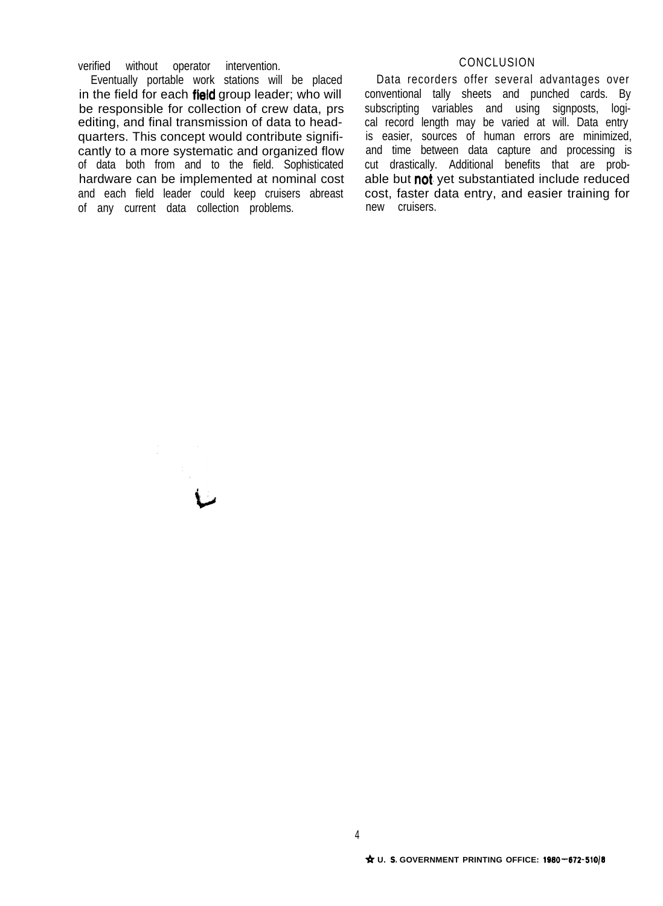verified without operator intervention.

Eventually portable work stations will be placed in the field for each field group leader; who will be responsible for collection of crew data, prs editing, and final transmission of data to headquarters. This concept would contribute significantly to a more systematic and organized flow of data both from and to the field. Sophisticated hardware can be implemented at nominal cost and each field leader could keep cruisers abreast of any current data collection problems.

## CONCLUSION

Data recorders offer several advantages over conventional tally sheets and punched cards. By subscripting variables and using signposts, logical record length may be varied at will. Data entry is easier, sources of human errors are minimized, and time between data capture and processing is cut drastically. Additional benefits that are probable but not yet substantiated include reduced cost, faster data entry, and easier training for new cruisers.

☆ U. S. GOVERNMENT PRINTING OFFICE: 1980—672-510/8